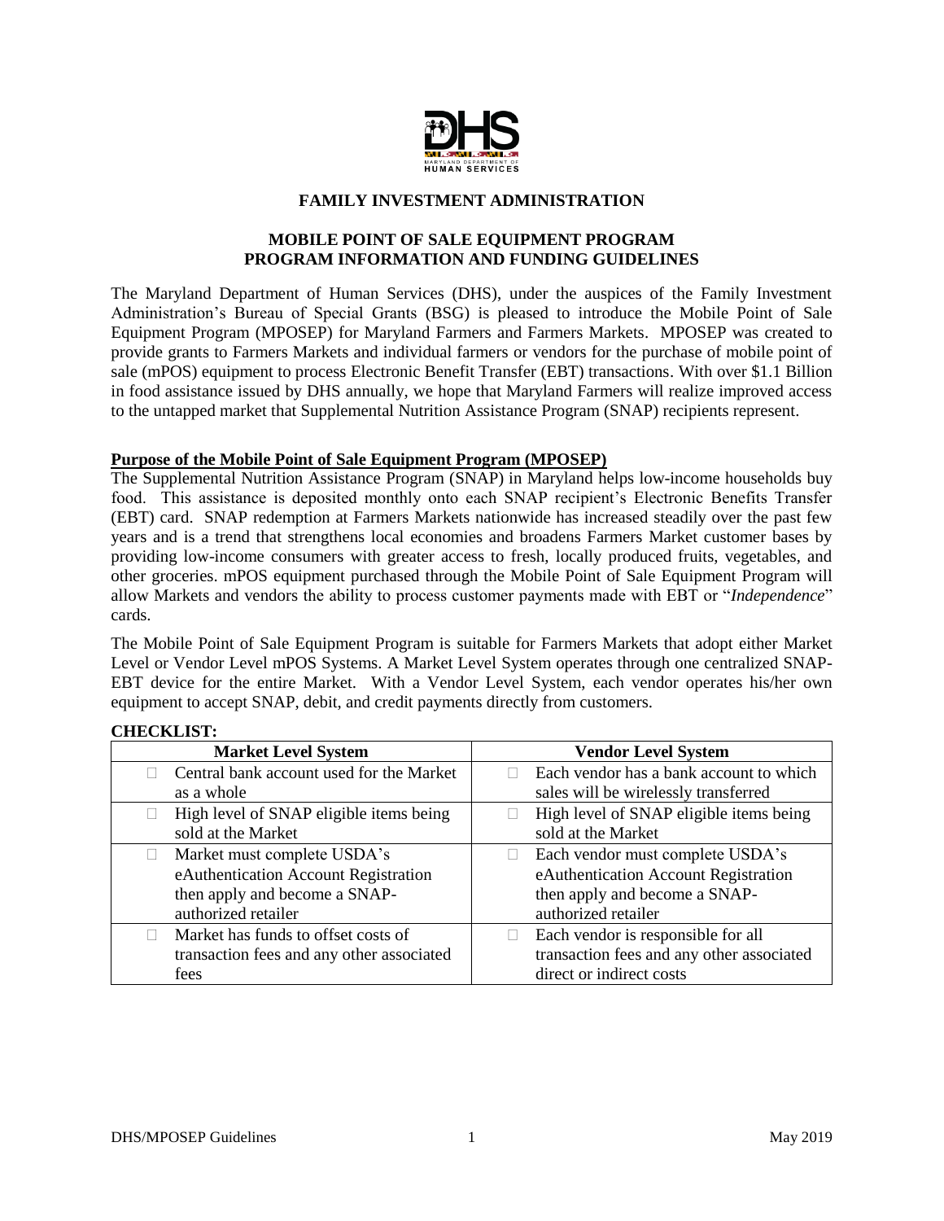# FAMILY INVESTMENT ADMINISTRATION

## MOBILE POINT OF SALE EQUIPMENT PROGRAM
## PROGRAM INFORMATION AND FUNDING GUIDELINES

The Maryland Department of Human Services (DHS), under the auspices of the Family Investment Administration's Bureau of Special Grants (BSG) is pleased to introduce the Mobile Point of Sale Equipment Program (MPOSEP) for Maryland Farmers and Farmers Markets. MPOSEP was created to provide grants to Farmers Markets and individual farmers or vendors for the purchase of mobile point of sale (mPOS) equipment to process Electronic Benefit Transfer (EBT) transactions. With over $1.1 Billion in food assistance issued by DHS annually, we hope that Maryland Farmers will realize improved access to the untapped market that Supplemental Nutrition Assistance Program (SNAP) recipients represent.

**Purpose of the Mobile Point of Sale Equipment Program (MPOSEP)**

The Supplemental Nutrition Assistance Program (SNAP) in Maryland helps low-income households buy food. This assistance is deposited monthly onto each SNAP recipient's Electronic Benefits Transfer (EBT) card. SNAP redemption at Farmers Markets nationwide has increased steadily over the past few years and is a trend that strengthens local economies and broadens Farmers Market customer bases by providing low-income consumers with greater access to fresh, locally produced fruits, vegetables, and other groceries. mPOS equipment purchased through the Mobile Point of Sale Equipment Program will allow Markets and vendors the ability to process customer payments made with EBT or "*Independence*" cards.

The Mobile Point of Sale Equipment Program is suitable for Farmers Markets that adopt either Market Level or Vendor Level mPOS Systems. A Market Level System operates through one centralized SNAP-EBT device for the entire Market. With a Vendor Level System, each vendor operates his/her own equipment to accept SNAP, debit, and credit payments directly from customers.

**CHECKLIST:**

| Market Level System | Vendor Level System |
|---|---|
| ☐ Central bank account used for the Market as a whole | ☐ Each vendor has a bank account to which sales will be wirelessly transferred |
| ☐ High level of SNAP eligible items being sold at the Market | ☐ High level of SNAP eligible items being sold at the Market |
| ☐ Market must complete USDA's eAuthentication Account Registration then apply and become a SNAP-authorized retailer | ☐ Each vendor must complete USDA's eAuthentication Account Registration then apply and become a SNAP-authorized retailer |
| ☐ Market has funds to offset costs of transaction fees and any other associated fees | ☐ Each vendor is responsible for all transaction fees and any other associated direct or indirect costs |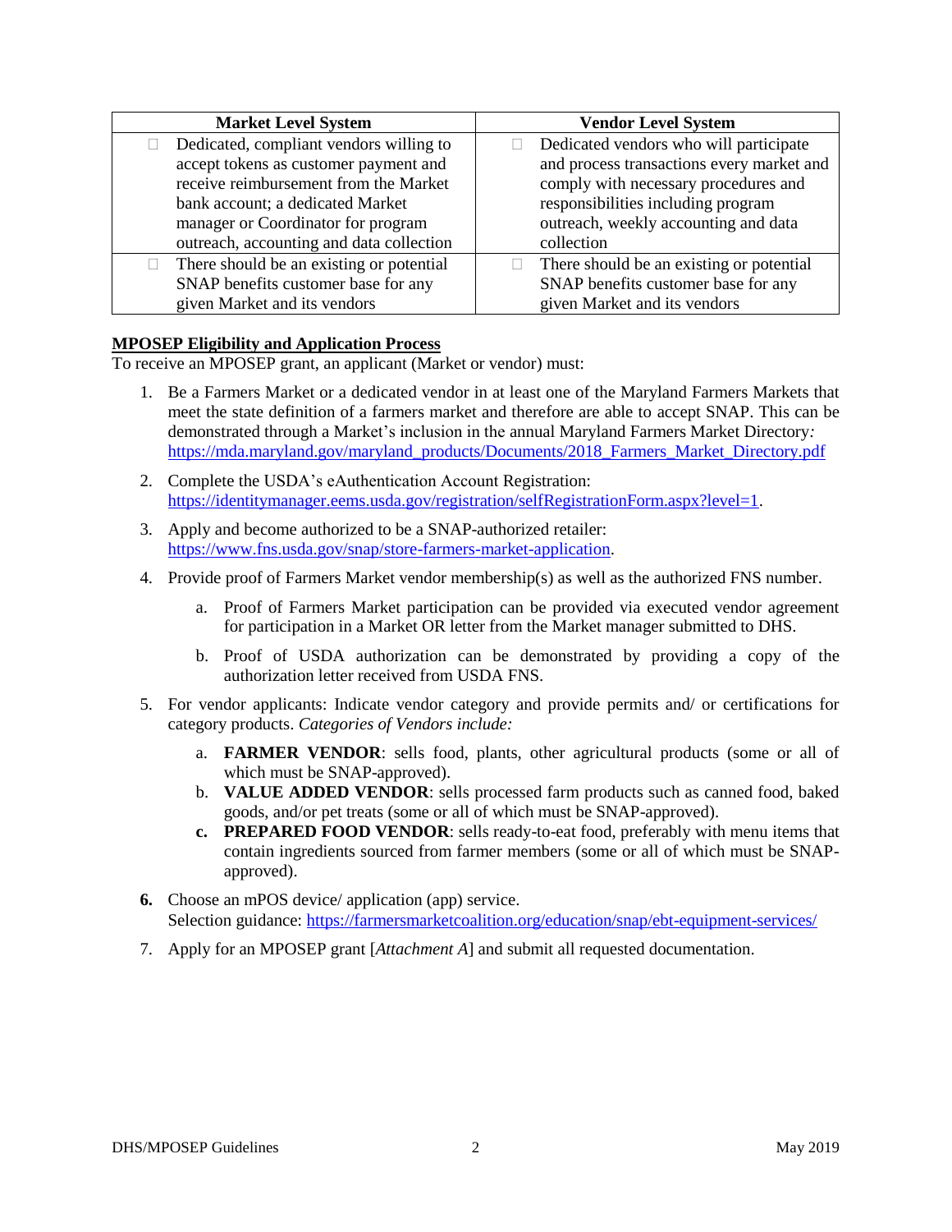| Market Level System | Vendor Level System |
|---|---|
| Dedicated, compliant vendors willing to accept tokens as customer payment and receive reimbursement from the Market bank account; a dedicated Market manager or Coordinator for program outreach, accounting and data collection | Dedicated vendors who will participate and process transactions every market and comply with necessary procedures and responsibilities including program outreach, weekly accounting and data collection |
| There should be an existing or potential SNAP benefits customer base for any given Market and its vendors | There should be an existing or potential SNAP benefits customer base for any given Market and its vendors |

**MPOSEP Eligibility and Application Process**

To receive an MPOSEP grant, an applicant (Market or vendor) must:

1. Be a Farmers Market or a dedicated vendor in at least one of the Maryland Farmers Markets that meet the state definition of a farmers market and therefore are able to accept SNAP. This can be demonstrated through a Market's inclusion in the annual Maryland Farmers Market Directory*:* https://mda.maryland.gov/maryland_products/Documents/2018_Farmers_Market_Directory.pdf

2. Complete the USDA's eAuthentication Account Registration: https://identitymanager.eems.usda.gov/registration/selfRegistrationForm.aspx?level=1.

3. Apply and become authorized to be a SNAP-authorized retailer: https://www.fns.usda.gov/snap/store-farmers-market-application.

4. Provide proof of Farmers Market vendor membership(s) as well as the authorized FNS number.

   a. Proof of Farmers Market participation can be provided via executed vendor agreement for participation in a Market OR letter from the Market manager submitted to DHS.

   b. Proof of USDA authorization can be demonstrated by providing a copy of the authorization letter received from USDA FNS.

5. For vendor applicants: Indicate vendor category and provide permits and/ or certifications for category products. *Categories of Vendors include:*

   a. **FARMER VENDOR**: sells food, plants, other agricultural products (some or all of which must be SNAP-approved).
   b. **VALUE ADDED VENDOR**: sells processed farm products such as canned food, baked goods, and/or pet treats (some or all of which must be SNAP-approved).
   c. **PREPARED FOOD VENDOR**: sells ready-to-eat food, preferably with menu items that contain ingredients sourced from farmer members (some or all of which must be SNAP-approved).

6. Choose an mPOS device/ application (app) service.
   Selection guidance: https://farmersmarketcoalition.org/education/snap/ebt-equipment-services/

7. Apply for an MPOSEP grant [*Attachment A*] and submit all requested documentation.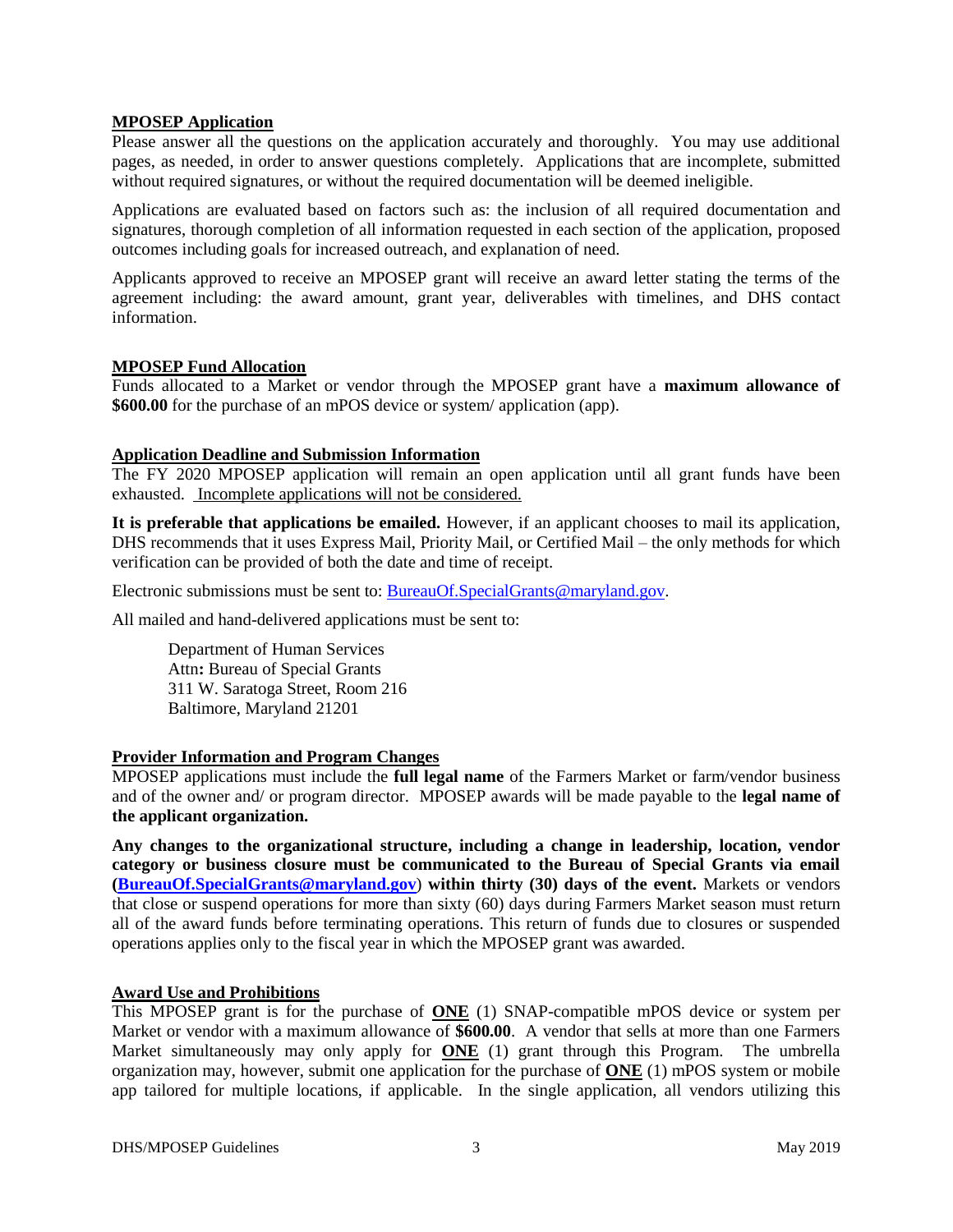## MPOSEP Application

Please answer all the questions on the application accurately and thoroughly. You may use additional pages, as needed, in order to answer questions completely. Applications that are incomplete, submitted without required signatures, or without the required documentation will be deemed ineligible.

Applications are evaluated based on factors such as: the inclusion of all required documentation and signatures, thorough completion of all information requested in each section of the application, proposed outcomes including goals for increased outreach, and explanation of need.

Applicants approved to receive an MPOSEP grant will receive an award letter stating the terms of the agreement including: the award amount, grant year, deliverables with timelines, and DHS contact information.

## MPOSEP Fund Allocation

Funds allocated to a Market or vendor through the MPOSEP grant have a **maximum allowance of $600.00** for the purchase of an mPOS device or system/ application (app).

## Application Deadline and Submission Information

The FY 2020 MPOSEP application will remain an open application until all grant funds have been exhausted. Incomplete applications will not be considered.

**It is preferable that applications be emailed.** However, if an applicant chooses to mail its application, DHS recommends that it uses Express Mail, Priority Mail, or Certified Mail – the only methods for which verification can be provided of both the date and time of receipt.

Electronic submissions must be sent to: BureauOf.SpecialGrants@maryland.gov.

All mailed and hand-delivered applications must be sent to:

Department of Human Services
Attn**:** Bureau of Special Grants
311 W. Saratoga Street, Room 216
Baltimore, Maryland 21201

## Provider Information and Program Changes

MPOSEP applications must include the **full legal name** of the Farmers Market or farm/vendor business and of the owner and/ or program director. MPOSEP awards will be made payable to the **legal name of the applicant organization.**

**Any changes to the organizational structure, including a change in leadership, location, vendor category or business closure must be communicated to the Bureau of Special Grants via email (BureauOf.SpecialGrants@maryland.gov) within thirty (30) days of the event.** Markets or vendors that close or suspend operations for more than sixty (60) days during Farmers Market season must return all of the award funds before terminating operations. This return of funds due to closures or suspended operations applies only to the fiscal year in which the MPOSEP grant was awarded.

## Award Use and Prohibitions

This MPOSEP grant is for the purchase of **ONE** (1) SNAP-compatible mPOS device or system per Market or vendor with a maximum allowance of **$600.00**. A vendor that sells at more than one Farmers Market simultaneously may only apply for **ONE** (1) grant through this Program. The umbrella organization may, however, submit one application for the purchase of **ONE** (1) mPOS system or mobile app tailored for multiple locations, if applicable. In the single application, all vendors utilizing this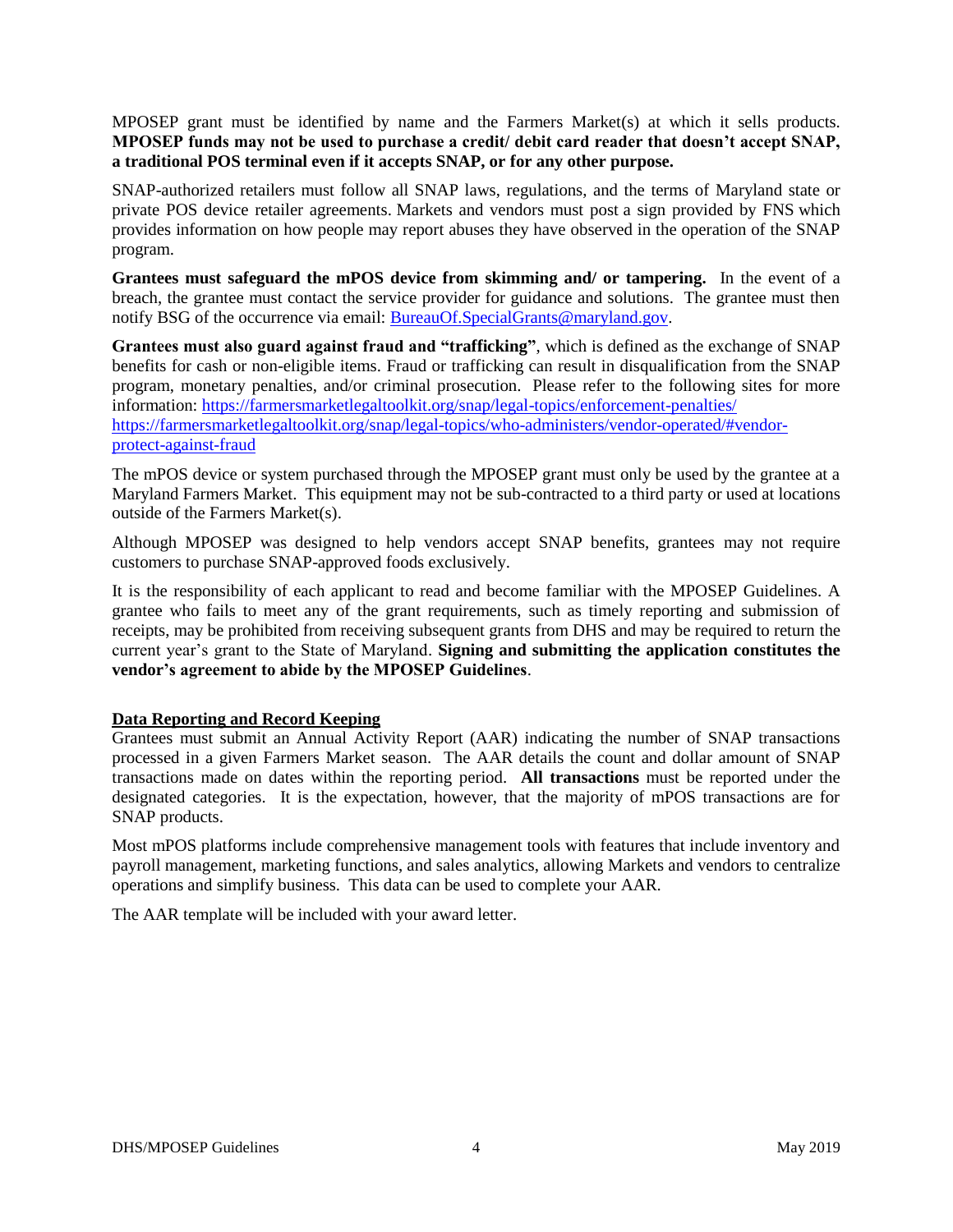MPOSEP grant must be identified by name and the Farmers Market(s) at which it sells products. **MPOSEP funds may not be used to purchase a credit/ debit card reader that doesn't accept SNAP, a traditional POS terminal even if it accepts SNAP, or for any other purpose.**

SNAP-authorized retailers must follow all SNAP laws, regulations, and the terms of Maryland state or private POS device retailer agreements. Markets and vendors must post a sign provided by FNS which provides information on how people may report abuses they have observed in the operation of the SNAP program.

**Grantees must safeguard the mPOS device from skimming and/ or tampering.** In the event of a breach, the grantee must contact the service provider for guidance and solutions. The grantee must then notify BSG of the occurrence via email: [BureauOf.SpecialGrants@maryland.gov](mailto:BureauOf.SpecialGrants@maryland.gov).

**Grantees must also guard against fraud and "trafficking"**, which is defined as the exchange of SNAP benefits for cash or non-eligible items. Fraud or trafficking can result in disqualification from the SNAP program, monetary penalties, and/or criminal prosecution. Please refer to the following sites for more information: https://farmersmarketlegaltoolkit.org/snap/legal-topics/enforcement-penalties/ https://farmersmarketlegaltoolkit.org/snap/legal-topics/who-administers/vendor-operated/#vendor-protect-against-fraud

The mPOS device or system purchased through the MPOSEP grant must only be used by the grantee at a Maryland Farmers Market. This equipment may not be sub-contracted to a third party or used at locations outside of the Farmers Market(s).

Although MPOSEP was designed to help vendors accept SNAP benefits, grantees may not require customers to purchase SNAP-approved foods exclusively.

It is the responsibility of each applicant to read and become familiar with the MPOSEP Guidelines. A grantee who fails to meet any of the grant requirements, such as timely reporting and submission of receipts, may be prohibited from receiving subsequent grants from DHS and may be required to return the current year's grant to the State of Maryland. **Signing and submitting the application constitutes the vendor's agreement to abide by the MPOSEP Guidelines**.

## Data Reporting and Record Keeping

Grantees must submit an Annual Activity Report (AAR) indicating the number of SNAP transactions processed in a given Farmers Market season. The AAR details the count and dollar amount of SNAP transactions made on dates within the reporting period. **All transactions** must be reported under the designated categories. It is the expectation, however, that the majority of mPOS transactions are for SNAP products.

Most mPOS platforms include comprehensive management tools with features that include inventory and payroll management, marketing functions, and sales analytics, allowing Markets and vendors to centralize operations and simplify business. This data can be used to complete your AAR.

The AAR template will be included with your award letter.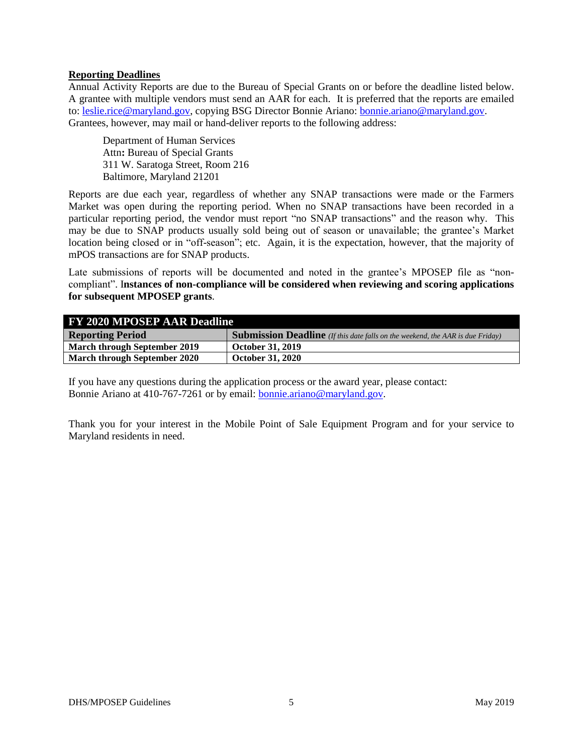**Reporting Deadlines**

Annual Activity Reports are due to the Bureau of Special Grants on or before the deadline listed below. A grantee with multiple vendors must send an AAR for each. It is preferred that the reports are emailed to: leslie.rice@maryland.gov, copying BSG Director Bonnie Ariano: bonnie.ariano@maryland.gov. Grantees, however, may mail or hand-deliver reports to the following address:

> Department of Human Services
> Attn**:** Bureau of Special Grants
> 311 W. Saratoga Street, Room 216
> Baltimore, Maryland 21201

Reports are due each year, regardless of whether any SNAP transactions were made or the Farmers Market was open during the reporting period. When no SNAP transactions have been recorded in a particular reporting period, the vendor must report "no SNAP transactions" and the reason why. This may be due to SNAP products usually sold being out of season or unavailable; the grantee's Market location being closed or in "off-season"; etc. Again, it is the expectation, however, that the majority of mPOS transactions are for SNAP products.

Late submissions of reports will be documented and noted in the grantee's MPOSEP file as "non-compliant". I**nstances of non-compliance will be considered when reviewing and scoring applications for subsequent MPOSEP grants**.

| **FY 2020 MPOSEP AAR Deadline** | |
|---|---|
| **Reporting Period** | **Submission Deadline** *(If this date falls on the weekend, the AAR is due Friday)* |
| **March through September 2019** | **October 31, 2019** |
| **March through September 2020** | **October 31, 2020** |

If you have any questions during the application process or the award year, please contact:
Bonnie Ariano at 410-767-7261 or by email: bonnie.ariano@maryland.gov.

Thank you for your interest in the Mobile Point of Sale Equipment Program and for your service to Maryland residents in need.